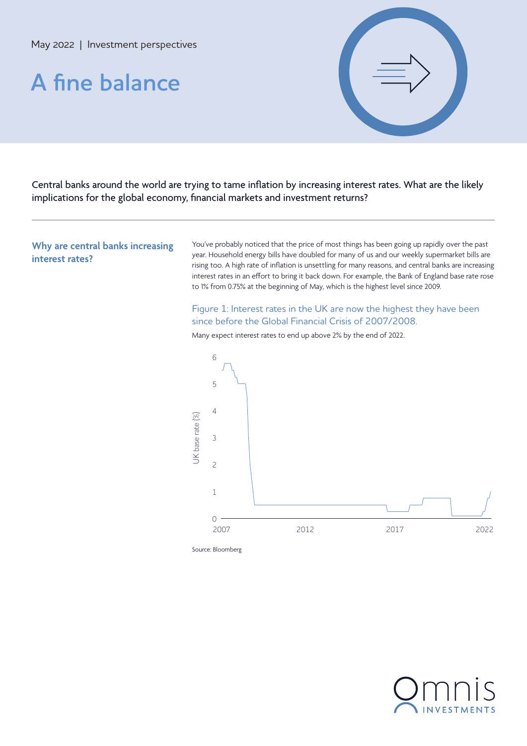May 2022 | Investment perspectives

# A fine balance

Central banks around the world are trying to tame inflation by increasing interest rates. What are the likely implications for the global economy, financial markets and investment returns?

## Why are central banks increasing interest rates?

You've probably noticed that the price of most things has been going up rapidly over the past year. Household energy bills have doubled for many of us and our weekly supermarket bills are rising too. A high rate of inflation is unsettling for many reasons, and central banks are increasing interest rates in an effort to bring it back down. For example, the Bank of England base rate rose to 1% from 0.75% at the beginning of May, which is the highest level since 2009.

### Figure 1: Interest rates in the UK are now the highest they have been since before the Global Financial Crisis of 2007/2008.

Many expect interest rates to end up above 2% by the end of 2022.

Source: Bloomberg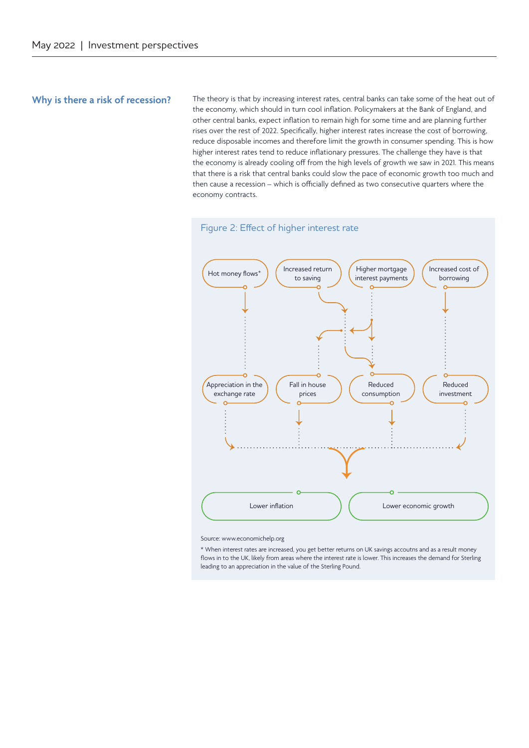## Why is there a risk of recession?

The theory is that by increasing interest rates, central banks can take some of the heat out of the economy, which should in turn cool inflation. Policymakers at the Bank of England, and other central banks, expect inflation to remain high for some time and are planning further rises over the rest of 2022. Specifically, higher interest rates increase the cost of borrowing, reduce disposable incomes and therefore limit the growth in consumer spending. This is how higher interest rates tend to reduce inflationary pressures. The challenge they have is that the economy is already cooling off from the high levels of growth we saw in 2021. This means that there is a risk that central banks could slow the pace of economic growth too much and then cause a recession – which is officially defined as two consecutive quarters where the economy contracts.

### Figure 2: Effect of higher interest rate

Hot money flows* → Appreciation in the exchange rate

Increased return to saving → Reduced consumption

Higher mortgage interest payments → Fall in house prices; Reduced consumption

Increased cost of borrowing → Reduced investment

Appreciation in the exchange rate, Fall in house prices, Reduced consumption, Reduced investment → Lower inflation; Lower economic growth

Source: www.economichelp.org

\* When interest rates are increased, you get better returns on UK savings accoutns and as a result money flows in to the UK, likely from areas where the interest rate is lower. This increases the demand for Sterling leading to an appreciation in the value of the Sterling Pound.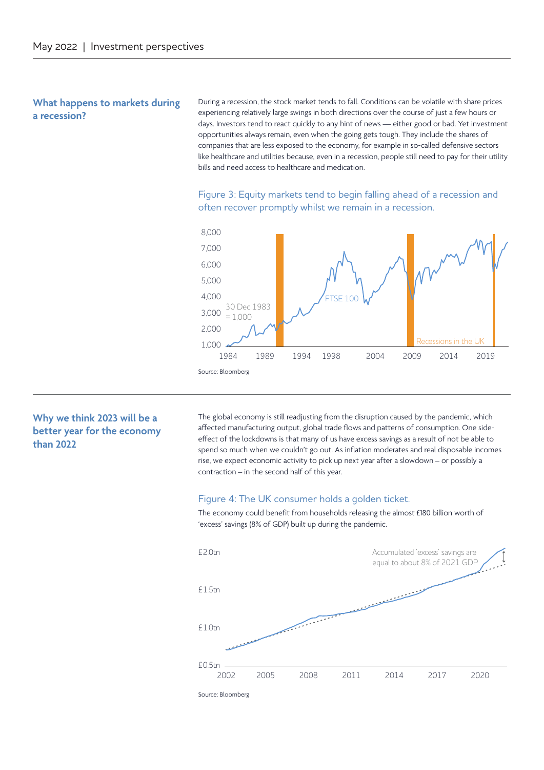## What happens to markets during a recession?

During a recession, the stock market tends to fall. Conditions can be volatile with share prices experiencing relatively large swings in both directions over the course of just a few hours or days. Investors tend to react quickly to any hint of news — either good or bad. Yet investment opportunities always remain, even when the going gets tough. They include the shares of companies that are less exposed to the economy, for example in so-called defensive sectors like healthcare and utilities because, even in a recession, people still need to pay for their utility bills and need access to healthcare and medication.

Figure 3: Equity markets tend to begin falling ahead of a recession and often recover promptly whilst we remain in a recession.

Source: Bloomberg

## Why we think 2023 will be a better year for the economy than 2022

The global economy is still readjusting from the disruption caused by the pandemic, which affected manufacturing output, global trade flows and patterns of consumption. One side-effect of the lockdowns is that many of us have excess savings as a result of not be able to spend so much when we couldn't go out. As inflation moderates and real disposable incomes rise, we expect economic activity to pick up next year after a slowdown – or possibly a contraction – in the second half of this year.

Figure 4: The UK consumer holds a golden ticket.

The economy could benefit from households releasing the almost £180 billion worth of 'excess' savings (8% of GDP) built up during the pandemic.

Source: Bloomberg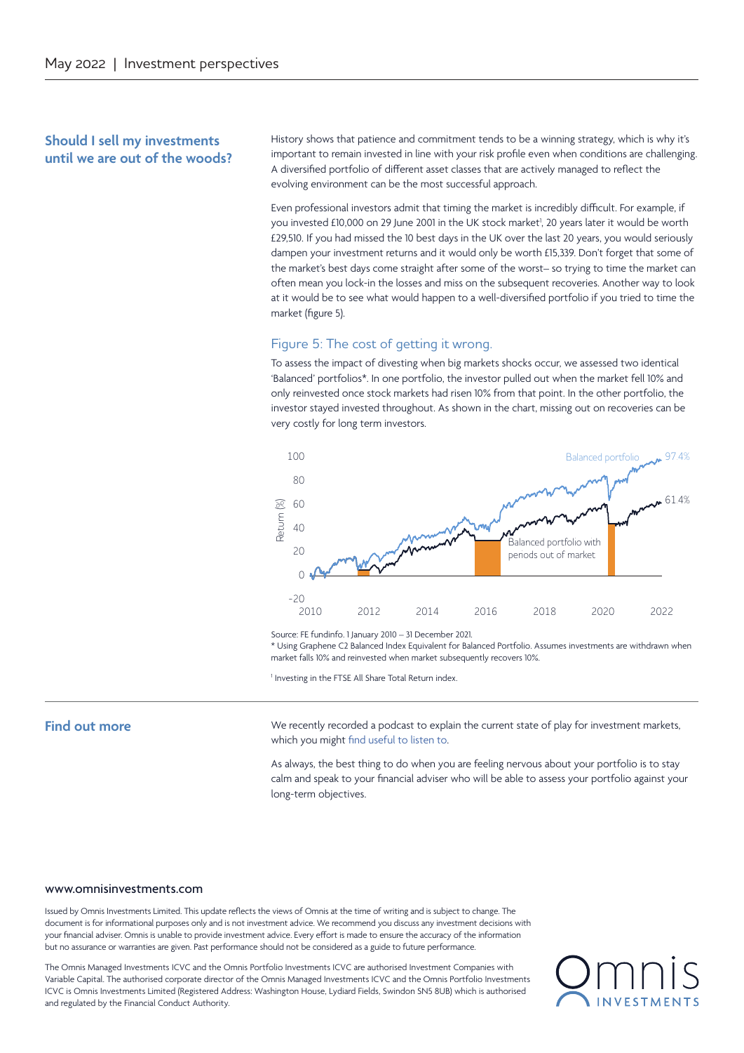## Should I sell my investments until we are out of the woods?

History shows that patience and commitment tends to be a winning strategy, which is why it's important to remain invested in line with your risk profile even when conditions are challenging. A diversified portfolio of different asset classes that are actively managed to reflect the evolving environment can be the most successful approach.

Even professional investors admit that timing the market is incredibly difficult. For example, if you invested £10,000 on 29 June 2001 in the UK stock market[1], 20 years later it would be worth £29,510. If you had missed the 10 best days in the UK over the last 20 years, you would seriously dampen your investment returns and it would only be worth £15,339. Don't forget that some of the market's best days come straight after some of the worst– so trying to time the market can often mean you lock-in the losses and miss on the subsequent recoveries. Another way to look at it would be to see what would happen to a well-diversified portfolio if you tried to time the market (figure 5).

### Figure 5: The cost of getting it wrong.

To assess the impact of divesting when big markets shocks occur, we assessed two identical 'Balanced' portfolios*. In one portfolio, the investor pulled out when the market fell 10% and only reinvested once stock markets had risen 10% from that point. In the other portfolio, the investor stayed invested throughout. As shown in the chart, missing out on recoveries can be very costly for long term investors.

Return (%)

100
80
60
40
20
0
-20

2010 2012 2014 2016 2018 2020 2022

Balanced portfolio 97.4%

61.4%

Balanced portfolio with periods out of market

Source: FE fundinfo. 1 January 2010 – 31 December 2021.

\* Using Graphene C2 Balanced Index Equivalent for Balanced Portfolio. Assumes investments are withdrawn when market falls 10% and reinvested when market subsequently recovers 10%.

[1] Investing in the FTSE All Share Total Return index.

## Find out more

We recently recorded a podcast to explain the current state of play for investment markets, which you might find useful to listen to.

As always, the best thing to do when you are feeling nervous about your portfolio is to stay calm and speak to your financial adviser who will be able to assess your portfolio against your long-term objectives.

**www.omnisinvestments.com**

Issued by Omnis Investments Limited. This update reflects the views of Omnis at the time of writing and is subject to change. The document is for informational purposes only and is not investment advice. We recommend you discuss any investment decisions with your financial adviser. Omnis is unable to provide investment advice. Every effort is made to ensure the accuracy of the information but no assurance or warranties are given. Past performance should not be considered as a guide to future performance.

The Omnis Managed Investments ICVC and the Omnis Portfolio Investments ICVC are authorised Investment Companies with Variable Capital. The authorised corporate director of the Omnis Managed Investments ICVC and the Omnis Portfolio Investments ICVC is Omnis Investments Limited (Registered Address: Washington House, Lydiard Fields, Swindon SN5 8UB) which is authorised and regulated by the Financial Conduct Authority.

Omnis INVESTMENTS